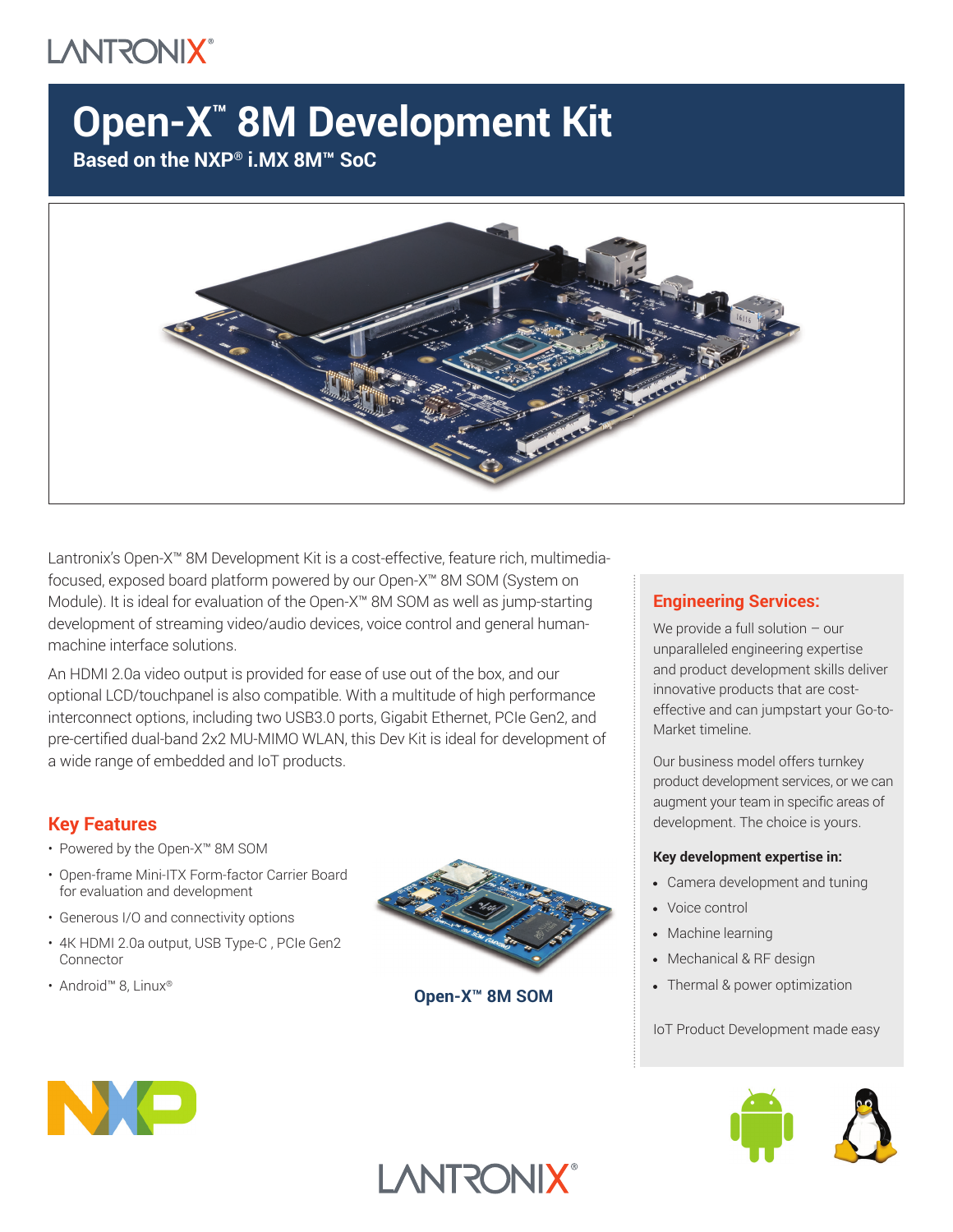# Open-X™ 8M Development Kit

**Based on the NXP® i.MX 8M™ SoC**

Lantronix's Open-X™ 8M Development Kit is a cost-effective, feature rich, multimedia-focused, exposed board platform powered by our Open-X™ 8M SOM (System on Module). It is ideal for evaluation of the Open-X™ 8M SOM as well as jump-starting development of streaming video/audio devices, voice control and general human-machine interface solutions.

An HDMI 2.0a video output is provided for ease of use out of the box, and our optional LCD/touchpanel is also compatible. With a multitude of high performance interconnect options, including two USB3.0 ports, Gigabit Ethernet, PCIe Gen2, and pre-certified dual-band 2x2 MU-MIMO WLAN, this Dev Kit is ideal for development of a wide range of embedded and IoT products.

## Key Features

- Powered by the Open-X™ 8M SOM
- Open-frame Mini-ITX Form-factor Carrier Board for evaluation and development
- Generous I/O and connectivity options
- 4K HDMI 2.0a output, USB Type-C , PCIe Gen2 Connector
- Android™ 8, Linux®

**Open-X™ 8M SOM**

## Engineering Services:

We provide a full solution – our unparalleled engineering expertise and product development skills deliver innovative products that are cost-effective and can jumpstart your Go-to-Market timeline.

Our business model offers turnkey product development services, or we can augment your team in specific areas of development. The choice is yours.

**Key development expertise in:**

- Camera development and tuning
- Voice control
- Machine learning
- Mechanical & RF design
- Thermal & power optimization

IoT Product Development made easy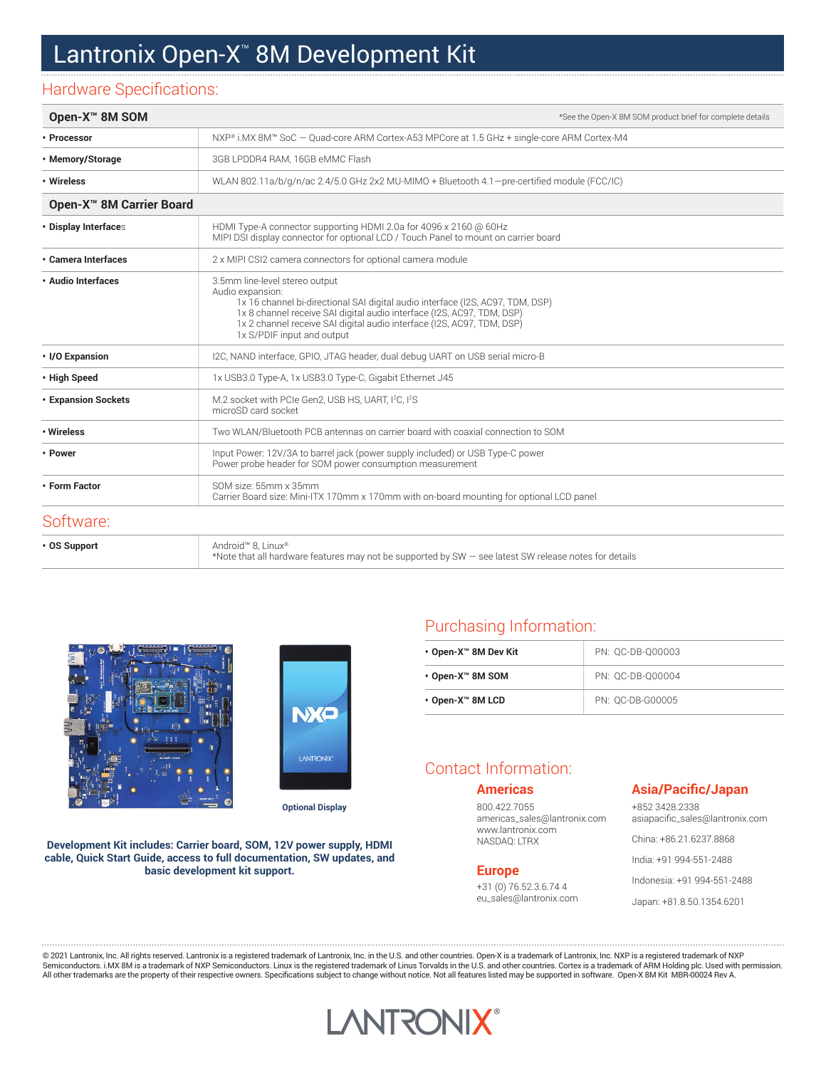# Lantronix Open-X™ 8M Development Kit

## Hardware Specifications:

| Open-X™ 8M SOM | *See the Open-X 8M SOM product brief for complete details |
|---|---|
| • **Processor** | NXP® i.MX 8M™ SoC — Quad-core ARM Cortex-A53 MPCore at 1.5 GHz + single-core ARM Cortex-M4 |
| • **Memory/Storage** | 3GB LPDDR4 RAM, 16GB eMMC Flash |
| • **Wireless** | WLAN 802.11a/b/g/n/ac 2.4/5.0 GHz 2x2 MU-MIMO + Bluetooth 4.1—pre-certified module (FCC/IC) |
| **Open-X™ 8M Carrier Board** | |
| • **Display Interfaces** | HDMI Type-A connector supporting HDMI 2.0a for 4096 x 2160 @ 60Hz<br>MIPI DSI display connector for optional LCD / Touch Panel to mount on carrier board |
| • **Camera Interfaces** | 2 x MIPI CSI2 camera connectors for optional camera module |
| • **Audio Interfaces** | 3.5mm line-level stereo output<br>Audio expansion:<br>1x 16 channel bi-directional SAI digital audio interface (I2S, AC97, TDM, DSP)<br>1x 8 channel receive SAI digital audio interface (I2S, AC97, TDM, DSP)<br>1x 2 channel receive SAI digital audio interface (I2S, AC97, TDM, DSP)<br>1x S/PDIF input and output |
| • **I/O Expansion** | I2C, NAND interface, GPIO, JTAG header, dual debug UART on USB serial micro-B |
| • **High Speed** | 1x USB3.0 Type-A, 1x USB3.0 Type-C, Gigabit Ethernet J45 |
| • **Expansion Sockets** | M.2 socket with PCIe Gen2, USB HS, UART, I²C, I²S<br>microSD card socket |
| • **Wireless** | Two WLAN/Bluetooth PCB antennas on carrier board with coaxial connection to SOM |
| • **Power** | Input Power: 12V/3A to barrel jack (power supply included) or USB Type-C power<br>Power probe header for SOM power consumption measurement |
| • **Form Factor** | SOM size: 55mm x 35mm<br>Carrier Board size: Mini-ITX 170mm x 170mm with on-board mounting for optional LCD panel |

## Software:

| | |
|---|---|
| • **OS Support** | Android™ 8, Linux®<br>*Note that all hardware features may not be supported by SW — see latest SW release notes for details |

Optional Display

**Development Kit includes: Carrier board, SOM, 12V power supply, HDMI cable, Quick Start Guide, access to full documentation, SW updates, and basic development kit support.**

## Purchasing Information:

| | |
|---|---|
| • **Open-X™ 8M Dev Kit** | PN: QC-DB-Q00003 |
| • **Open-X™ 8M SOM** | PN: QC-DB-Q00004 |
| • **Open-X™ 8M LCD** | PN: QC-DB-G00005 |

## Contact Information:

### Americas

800.422.7055
americas_sales@lantronix.com
www.lantronix.com
NASDAQ: LTRX

### Europe

+31 (0) 76.52.3.6.74 4
eu_sales@lantronix.com

### Asia/Pacific/Japan

+852 3428.2338
asiapacific_sales@lantronix.com

China: +86.21.6237.8868

India: +91 994-551-2488

Indonesia: +91 994-551-2488

Japan: +81.8.50.1354.6201

© 2021 Lantronix, Inc. All rights reserved. Lantronix is a registered trademark of Lantronix, Inc. in the U.S. and other countries. Open-X is a trademark of Lantronix, Inc. NXP is a registered trademark of NXP Semiconductors. i.MX 8M is a trademark of NXP Semiconductors. Linux is the registered trademark of Linus Torvalds in the U.S. and other countries. Cortex is a trademark of ARM Holding plc. Used with permission. All other trademarks are the property of their respective owners. Specifications subject to change without notice. Not all features listed may be supported in software. Open-X 8M Kit MBR-00024 Rev A.

LANTRONIX®